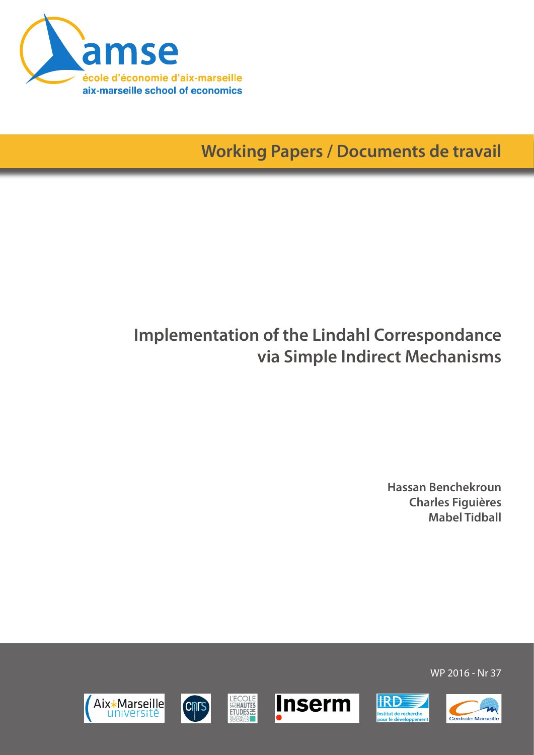amse

école d'économie d'aix-marseille

aix-marseille school of economics

Working Papers / Documents de travail

# Implementation of the Lindahl Correspondance via Simple Indirect Mechanisms

**Hassan Benchekroun**
**Charles Figuières**
**Mabel Tidball**

WP 2016 - Nr 37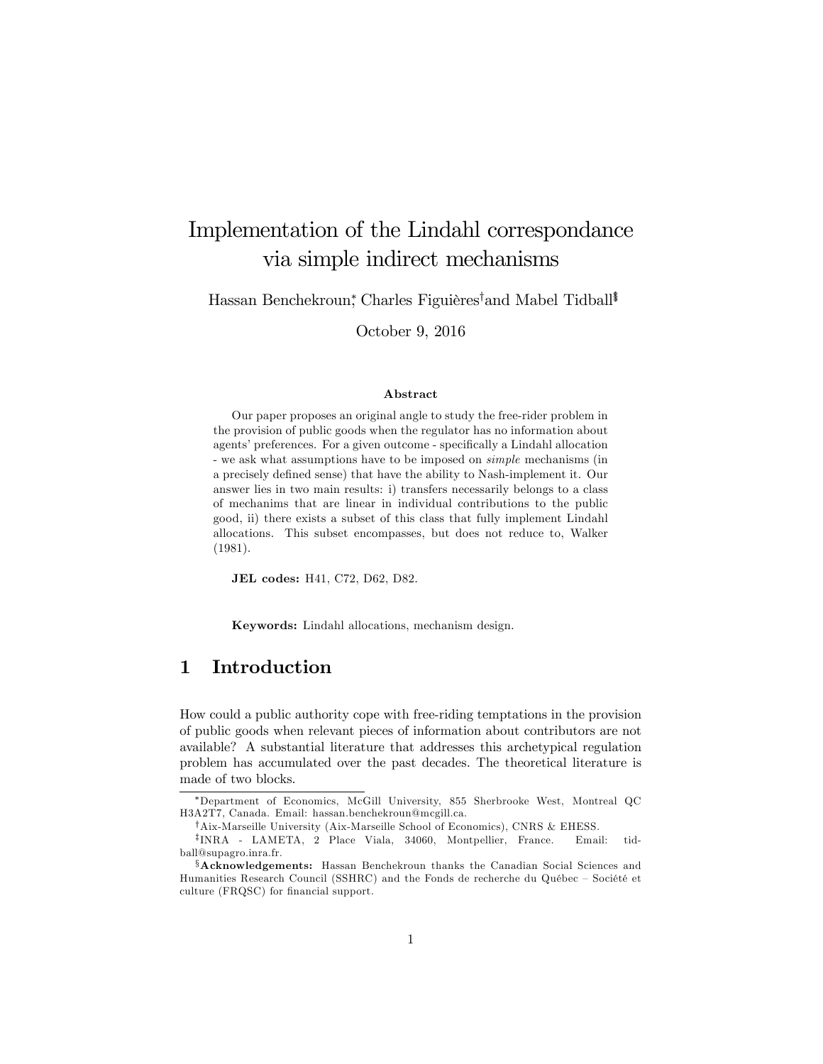# Implementation of the Lindahl correspondance via simple indirect mechanisms

Hassan Benchekroun[*], Charles Figuières[†] and Mabel Tidball[‡§]

October 9, 2016

### Abstract

Our paper proposes an original angle to study the free-rider problem in the provision of public goods when the regulator has no information about agents' preferences. For a given outcome - specifically a Lindahl allocation - we ask what assumptions have to be imposed on *simple* mechanisms (in a precisely defined sense) that have the ability to Nash-implement it. Our answer lies in two main results: i) transfers necessarily belongs to a class of mechanims that are linear in individual contributions to the public good, ii) there exists a subset of this class that fully implement Lindahl allocations. This subset encompasses, but does not reduce to, Walker (1981).

**JEL codes:** H41, C72, D62, D82.

**Keywords:** Lindahl allocations, mechanism design.

## 1 Introduction

How could a public authority cope with free-riding temptations in the provision of public goods when relevant pieces of information about contributors are not available? A substantial literature that addresses this archetypical regulation problem has accumulated over the past decades. The theoretical literature is made of two blocks.

---

[*] Department of Economics, McGill University, 855 Sherbrooke West, Montreal QC H3A2T7, Canada. Email: hassan.benchekroun@mcgill.ca.

[†] Aix-Marseille University (Aix-Marseille School of Economics), CNRS & EHESS.

[‡] INRA - LAMETA, 2 Place Viala, 34060, Montpellier, France. Email: tidball@supagro.inra.fr.

[§] **Acknowledgements:** Hassan Benchekroun thanks the Canadian Social Sciences and Humanities Research Council (SSHRC) and the Fonds de recherche du Québec – Société et culture (FRQSC) for financial support.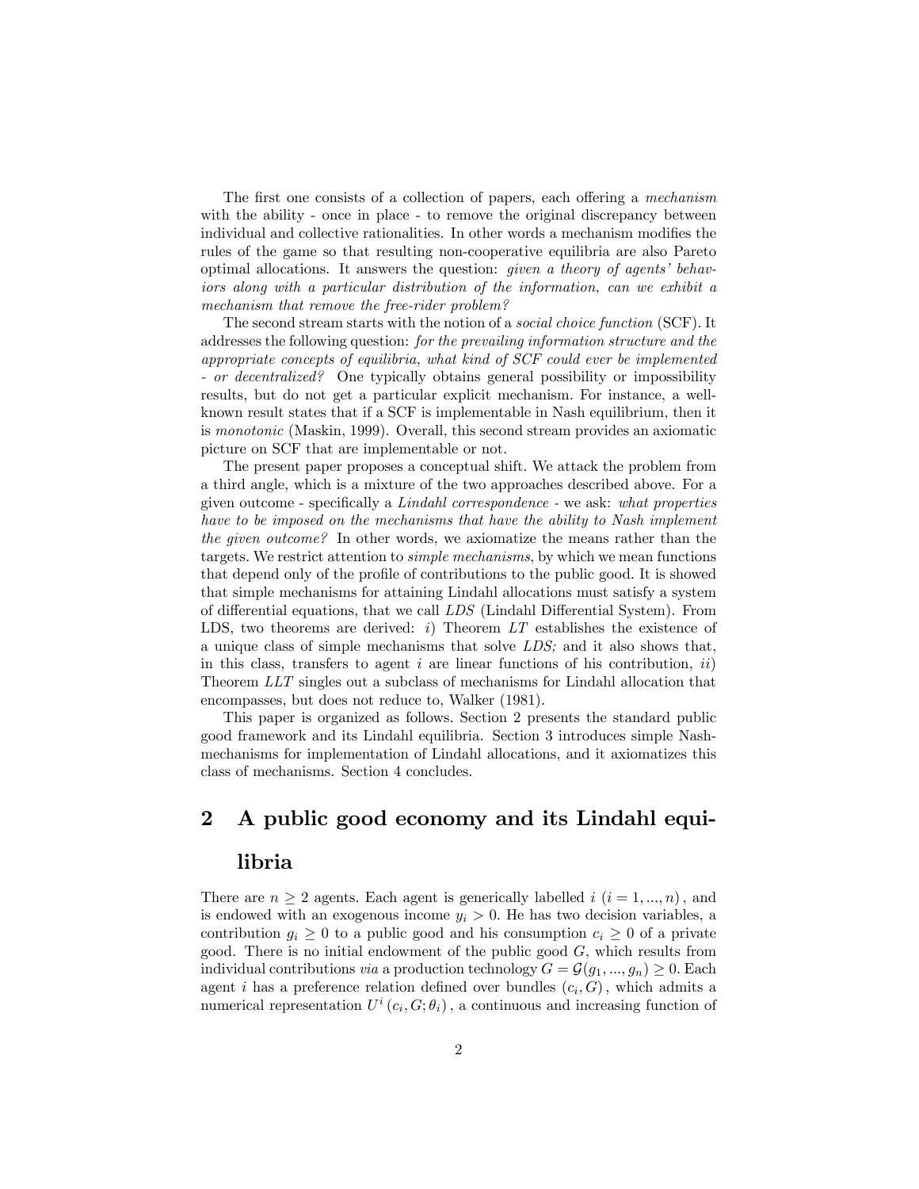The first one consists of a collection of papers, each offering a *mechanism* with the ability - once in place - to remove the original discrepancy between individual and collective rationalities. In other words a mechanism modifies the rules of the game so that resulting non-cooperative equilibria are also Pareto optimal allocations. It answers the question: *given a theory of agents' behaviors along with a particular distribution of the information, can we exhibit a mechanism that remove the free-rider problem?*

The second stream starts with the notion of a *social choice function* (SCF). It addresses the following question: *for the prevailing information structure and the appropriate concepts of equilibria, what kind of SCF could ever be implemented - or decentralized?* One typically obtains general possibility or impossibility results, but do not get a particular explicit mechanism. For instance, a well-known result states that if a SCF is implementable in Nash equilibrium, then it is *monotonic* (Maskin, 1999). Overall, this second stream provides an axiomatic picture on SCF that are implementable or not.

The present paper proposes a conceptual shift. We attack the problem from a third angle, which is a mixture of the two approaches described above. For a given outcome - specifically a *Lindahl correspondence* - we ask: *what properties have to be imposed on the mechanisms that have the ability to Nash implement the given outcome?* In other words, we axiomatize the means rather than the targets. We restrict attention to *simple mechanisms*, by which we mean functions that depend only of the profile of contributions to the public good. It is showed that simple mechanisms for attaining Lindahl allocations must satisfy a system of differential equations, that we call *LDS* (Lindahl Differential System). From LDS, two theorems are derived: *i*) Theorem *LT* establishes the existence of a unique class of simple mechanisms that solve *LDS;* and it also shows that, in this class, transfers to agent $i$ are linear functions of his contribution, *ii*) Theorem *LLT* singles out a subclass of mechanisms for Lindahl allocation that encompasses, but does not reduce to, Walker (1981).

This paper is organized as follows. Section 2 presents the standard public good framework and its Lindahl equilibria. Section 3 introduces simple Nash-mechanisms for implementation of Lindahl allocations, and it axiomatizes this class of mechanisms. Section 4 concludes.

## 2 A public good economy and its Lindahl equilibria

There are $n \geq 2$ agents. Each agent is generically labelled $i$ $(i = 1, ..., n)$, and is endowed with an exogenous income $y_i > 0$. He has two decision variables, a contribution $g_i \geq 0$ to a public good and his consumption $c_i \geq 0$ of a private good. There is no initial endowment of the public good $G$, which results from individual contributions *via* a production technology $G = \mathcal{G}(g_1, ..., g_n) \geq 0$. Each agent $i$ has a preference relation defined over bundles $(c_i, G)$, which admits a numerical representation $U^i(c_i, G; \theta_i)$, a continuous and increasing function of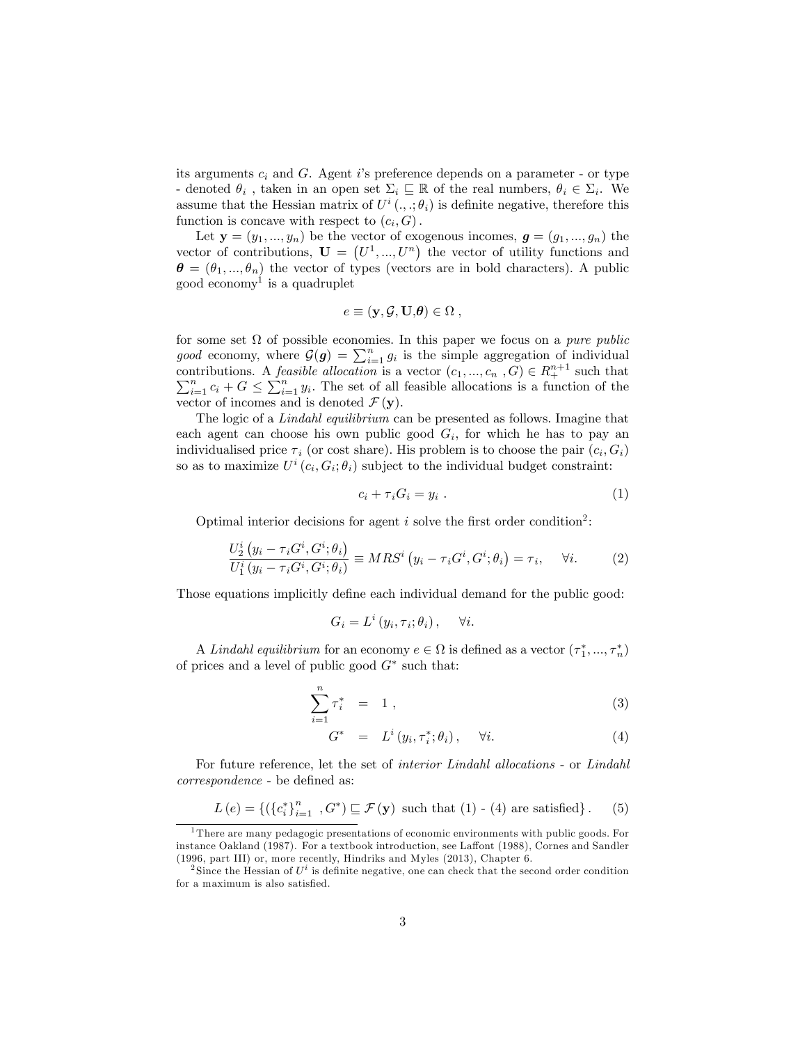its arguments $c_i$ and $G$. Agent $i$'s preference depends on a parameter - or type - denoted $\theta_i$ , taken in an open set $\Sigma_i \sqsubseteq \mathbb{R}$ of the real numbers, $\theta_i \in \Sigma_i$. We assume that the Hessian matrix of $U^i(.,.;\theta_i)$ is definite negative, therefore this function is concave with respect to $(c_i, G)$.

Let $\mathbf{y} = (y_1, ..., y_n)$ be the vector of exogenous incomes, $\boldsymbol{g} = (g_1, ..., g_n)$ the vector of contributions, $\mathbf{U} = (U^1, ..., U^n)$ the vector of utility functions and $\boldsymbol{\theta} = (\theta_1, ..., \theta_n)$ the vector of types (vectors are in bold characters). A public good economy[1] is a quadruplet

$$e \equiv (\mathbf{y}, \mathcal{G}, \mathbf{U}, \boldsymbol{\theta}) \in \Omega \ ,$$

for some set $\Omega$ of possible economies. In this paper we focus on a *pure public good* economy, where $\mathcal{G}(\boldsymbol{g}) = \sum_{i=1}^n g_i$ is the simple aggregation of individual contributions. A *feasible allocation* is a vector $(c_1, ..., c_n \ , G) \in R_+^{n+1}$ such that $\sum_{i=1}^n c_i + G \leq \sum_{i=1}^n y_i$. The set of all feasible allocations is a function of the vector of incomes and is denoted $\mathcal{F}(\mathbf{y})$.

The logic of a *Lindahl equilibrium* can be presented as follows. Imagine that each agent can choose his own public good $G_i$, for which he has to pay an individualised price $\tau_i$ (or cost share). His problem is to choose the pair $(c_i, G_i)$ so as to maximize $U^i(c_i, G_i; \theta_i)$ subject to the individual budget constraint:

$$c_i + \tau_i G_i = y_i \ . \tag{1}$$

Optimal interior decisions for agent $i$ solve the first order condition[2]:

$$\frac{U_2^i(y_i - \tau_i G^i, G^i; \theta_i)}{U_1^i(y_i - \tau_i G^i, G^i; \theta_i)} \equiv MRS^i(y_i - \tau_i G^i, G^i; \theta_i) = \tau_i, \quad \forall i. \tag{2}$$

Those equations implicitly define each individual demand for the public good:

$$G_i = L^i(y_i, \tau_i; \theta_i), \quad \forall i.$$

A *Lindahl equilibrium* for an economy $e \in \Omega$ is defined as a vector $(\tau_1^*, ..., \tau_n^*)$ of prices and a level of public good $G^*$ such that:

$$\sum_{i=1}^n \tau_i^* = 1 \ , \tag{3}$$

$$G^* = L^i(y_i, \tau_i^*; \theta_i), \quad \forall i. \tag{4}$$

For future reference, let the set of *interior Lindahl allocations* - or *Lindahl correspondence* - be defined as:

$$L(e) = \{(\{c_i^*\}_{i=1}^n \ , G^*) \sqsubseteq \mathcal{F}(\mathbf{y}) \text{ such that (1) - (4) are satisfied}\}. \tag{5}$$

[1] There are many pedagogic presentations of economic environments with public goods. For instance Oakland (1987). For a textbook introduction, see Laffont (1988), Cornes and Sandler (1996, part III) or, more recently, Hindriks and Myles (2013), Chapter 6.

[2] Since the Hessian of $U^i$ is definite negative, one can check that the second order condition for a maximum is also satisfied.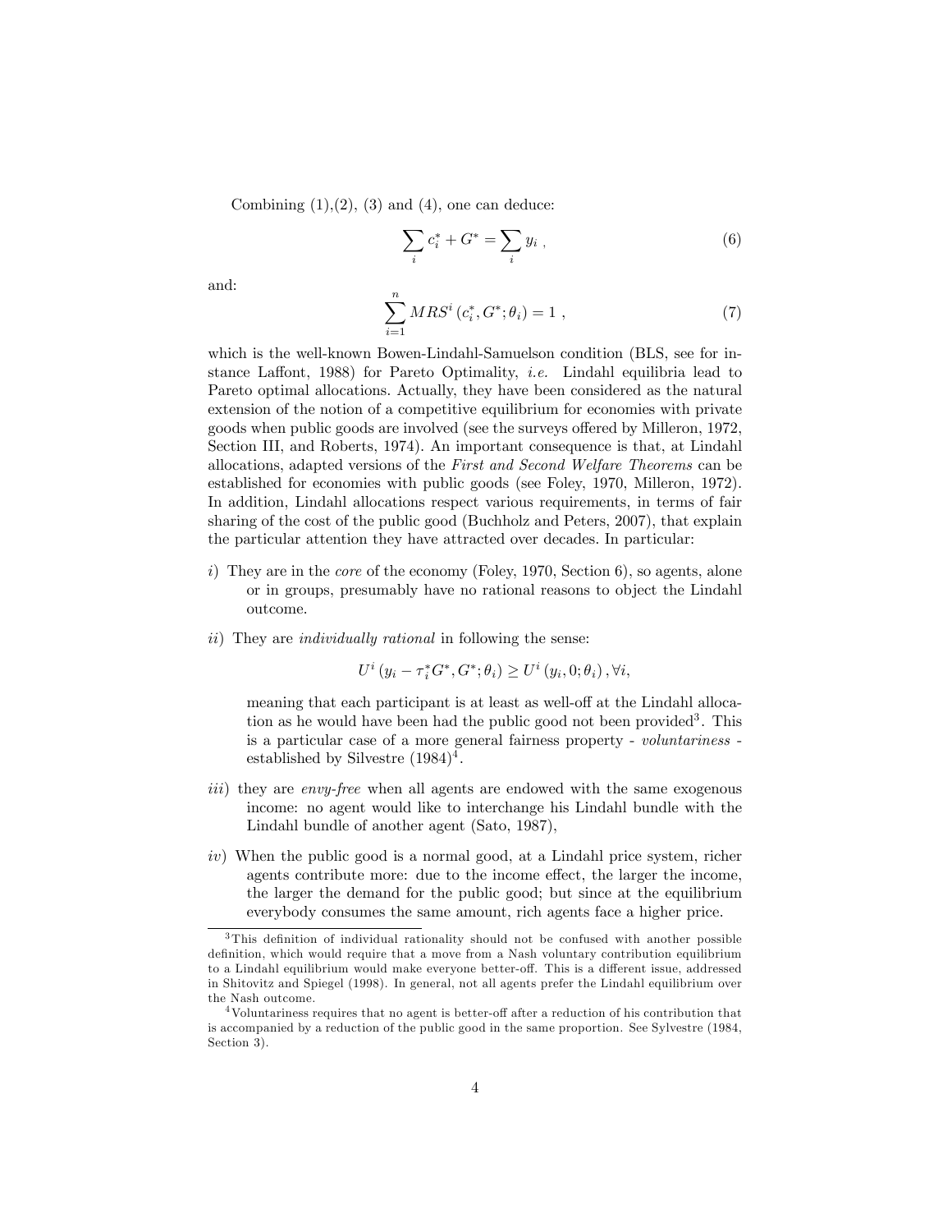Combining (1),(2), (3) and (4), one can deduce:

$$\sum_i c_i^* + G^* = \sum_i y_i \ , \tag{6}$$

and:

$$\sum_{i=1}^{n} MRS^i \left( c_i^*, G^*; \theta_i \right) = 1 \ , \tag{7}$$

which is the well-known Bowen-Lindahl-Samuelson condition (BLS, see for instance Laffont, 1988) for Pareto Optimality, *i.e.* Lindahl equilibria lead to Pareto optimal allocations. Actually, they have been considered as the natural extension of the notion of a competitive equilibrium for economies with private goods when public goods are involved (see the surveys offered by Milleron, 1972, Section III, and Roberts, 1974). An important consequence is that, at Lindahl allocations, adapted versions of the *First and Second Welfare Theorems* can be established for economies with public goods (see Foley, 1970, Milleron, 1972). In addition, Lindahl allocations respect various requirements, in terms of fair sharing of the cost of the public good (Buchholz and Peters, 2007), that explain the particular attention they have attracted over decades. In particular:

*i*) They are in the *core* of the economy (Foley, 1970, Section 6), so agents, alone or in groups, presumably have no rational reasons to object the Lindahl outcome.

*ii*) They are *individually rational* in following the sense:

$$U^i \left( y_i - \tau_i^* G^*, G^*; \theta_i \right) \geq U^i \left( y_i, 0; \theta_i \right), \forall i,$$

meaning that each participant is at least as well-off at the Lindahl allocation as he would have been had the public good not been provided[3]. This is a particular case of a more general fairness property - *voluntariness* - established by Silvestre (1984)[4].

*iii*) they are *envy-free* when all agents are endowed with the same exogenous income: no agent would like to interchange his Lindahl bundle with the Lindahl bundle of another agent (Sato, 1987),

*iv*) When the public good is a normal good, at a Lindahl price system, richer agents contribute more: due to the income effect, the larger the income, the larger the demand for the public good; but since at the equilibrium everybody consumes the same amount, rich agents face a higher price.

---

[3] This definition of individual rationality should not be confused with another possible definition, which would require that a move from a Nash voluntary contribution equilibrium to a Lindahl equilibrium would make everyone better-off. This is a different issue, addressed in Shitovitz and Spiegel (1998). In general, not all agents prefer the Lindahl equilibrium over the Nash outcome.

[4] Voluntariness requires that no agent is better-off after a reduction of his contribution that is accompanied by a reduction of the public good in the same proportion. See Sylvestre (1984, Section 3).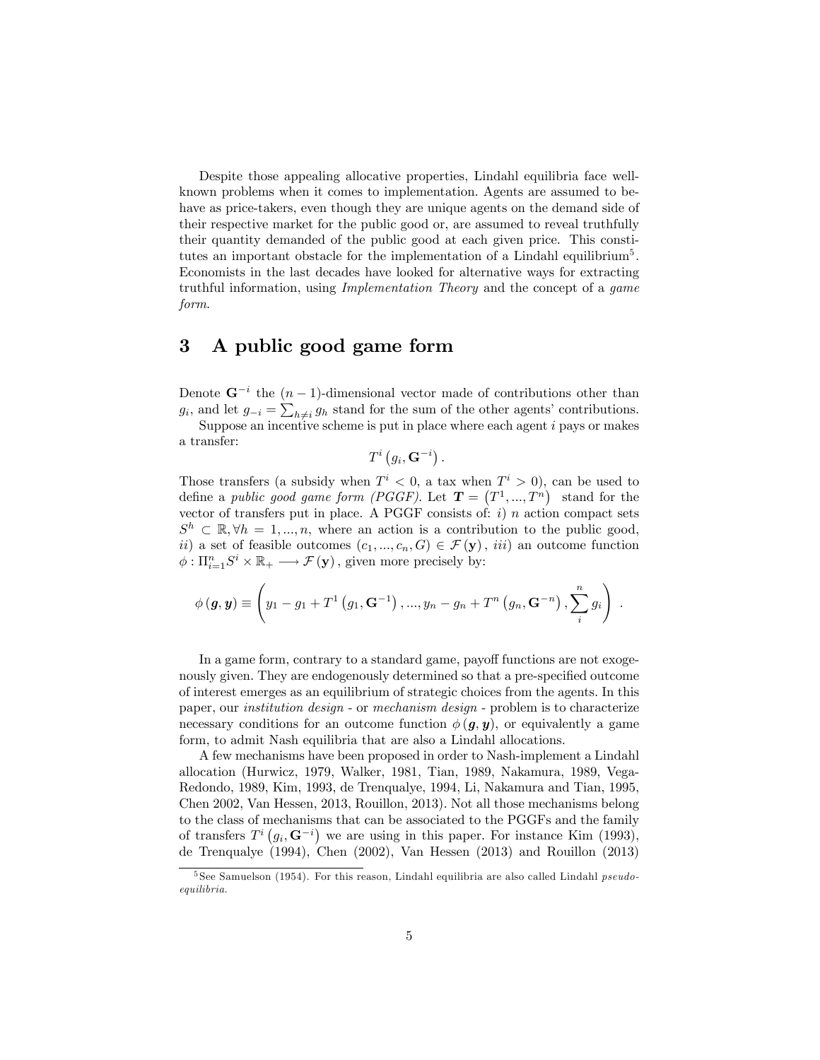Despite those appealing allocative properties, Lindahl equilibria face well-known problems when it comes to implementation. Agents are assumed to behave as price-takers, even though they are unique agents on the demand side of their respective market for the public good or, are assumed to reveal truthfully their quantity demanded of the public good at each given price. This constitutes an important obstacle for the implementation of a Lindahl equilibrium[5]. Economists in the last decades have looked for alternative ways for extracting truthful information, using *Implementation Theory* and the concept of a *game form*.

# 3 A public good game form

Denote $\mathbf{G}^{-i}$ the $(n-1)$-dimensional vector made of contributions other than $g_i$, and let $g_{-i} = \sum_{h \neq i} g_h$ stand for the sum of the other agents' contributions.

Suppose an incentive scheme is put in place where each agent $i$ pays or makes a transfer:

$$T^i\left(g_i, \mathbf{G}^{-i}\right).$$

Those transfers (a subsidy when $T^i < 0$, a tax when $T^i > 0$), can be used to define a *public good game form (PGGF)*. Let $\boldsymbol{T} = \left(T^1, ..., T^n\right)$ stand for the vector of transfers put in place. A PGGF consists of: *i)* $n$ action compact sets $S^h \subset \mathbb{R}, \forall h = 1, ..., n$, where an action is a contribution to the public good, *ii)* a set of feasible outcomes $(c_1, ..., c_n, G) \in \mathcal{F}(\mathbf{y})$, *iii)* an outcome function $\phi : \Pi_{i=1}^n S^i \times \mathbb{R}_+ \longrightarrow \mathcal{F}(\mathbf{y})$, given more precisely by:

$$\phi(\boldsymbol{g}, \boldsymbol{y}) \equiv \left(y_1 - g_1 + T^1\left(g_1, \mathbf{G}^{-1}\right), ..., y_n - g_n + T^n\left(g_n, \mathbf{G}^{-n}\right), \sum_i^n g_i\right).$$

In a game form, contrary to a standard game, payoff functions are not exogenously given. They are endogenously determined so that a pre-specified outcome of interest emerges as an equilibrium of strategic choices from the agents. In this paper, our *institution design* - or *mechanism design* - problem is to characterize necessary conditions for an outcome function $\phi(\boldsymbol{g}, \boldsymbol{y})$, or equivalently a game form, to admit Nash equilibria that are also a Lindahl allocations.

A few mechanisms have been proposed in order to Nash-implement a Lindahl allocation (Hurwicz, 1979, Walker, 1981, Tian, 1989, Nakamura, 1989, Vega-Redondo, 1989, Kim, 1993, de Trenqualye, 1994, Li, Nakamura and Tian, 1995, Chen 2002, Van Hessen, 2013, Rouillon, 2013). Not all those mechanisms belong to the class of mechanisms that can be associated to the PGGFs and the family of transfers $T^i\left(g_i, \mathbf{G}^{-i}\right)$ we are using in this paper. For instance Kim (1993), de Trenqualye (1994), Chen (2002), Van Hessen (2013) and Rouillon (2013)

[5] See Samuelson (1954). For this reason, Lindahl equilibria are also called Lindahl *pseudo-equilibria*.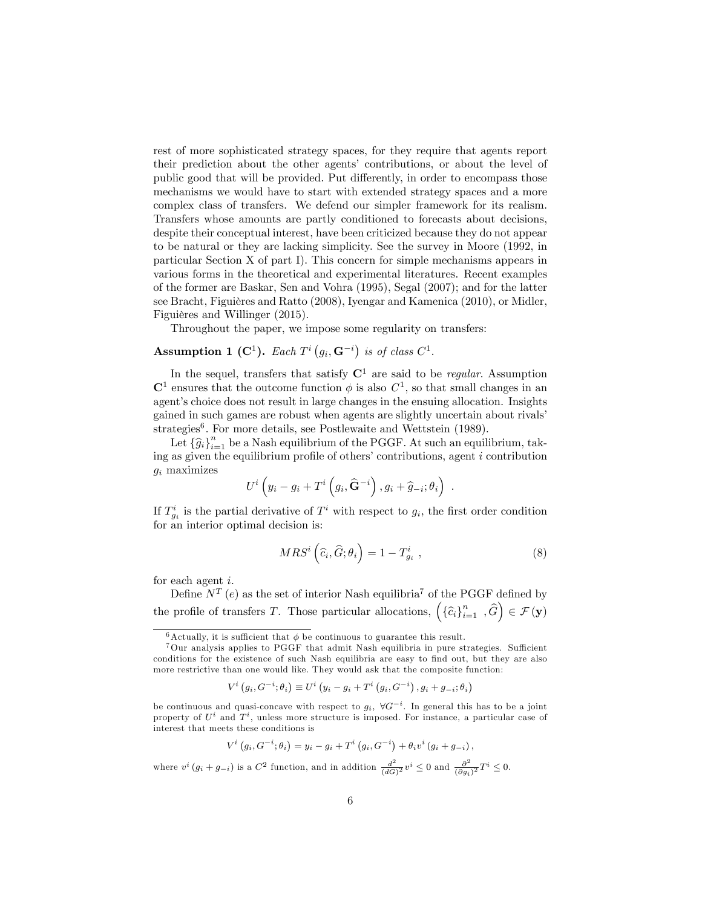rest of more sophisticated strategy spaces, for they require that agents report their prediction about the other agents' contributions, or about the level of public good that will be provided. Put differently, in order to encompass those mechanisms we would have to start with extended strategy spaces and a more complex class of transfers. We defend our simpler framework for its realism. Transfers whose amounts are partly conditioned to forecasts about decisions, despite their conceptual interest, have been criticized because they do not appear to be natural or they are lacking simplicity. See the survey in Moore (1992, in particular Section X of part I). This concern for simple mechanisms appears in various forms in the theoretical and experimental literatures. Recent examples of the former are Baskar, Sen and Vohra (1995), Segal (2007); and for the latter see Bracht, Figuières and Ratto (2008), Iyengar and Kamenica (2010), or Midler, Figuières and Willinger (2015).

Throughout the paper, we impose some regularity on transfers:

**Assumption 1 ($\mathbf{C}^1$).** *Each* $T^i\left(g_i, \mathbf{G}^{-i}\right)$ *is of class* $C^1$.

In the sequel, transfers that satisfy $\mathbf{C}^1$ are said to be *regular*. Assumption $\mathbf{C}^1$ ensures that the outcome function $\phi$ is also $C^1$, so that small changes in an agent's choice does not result in large changes in the ensuing allocation. Insights gained in such games are robust when agents are slightly uncertain about rivals' strategies[6]. For more details, see Postlewaite and Wettstein (1989).

Let $\{\widehat{g}_i\}_{i=1}^n$ be a Nash equilibrium of the PGGF. At such an equilibrium, taking as given the equilibrium profile of others' contributions, agent $i$ contribution $g_i$ maximizes

$$U^i\left(y_i - g_i + T^i\left(g_i, \widehat{\mathbf{G}}^{-i}\right), g_i + \widehat{g}_{-i}; \theta_i\right) \ .$$

If $T^i_{g_i}$ is the partial derivative of $T^i$ with respect to $g_i$, the first order condition for an interior optimal decision is:

$$MRS^i\left(\widehat{c}_i, \widehat{G}; \theta_i\right) = 1 - T^i_{g_i} \ , \tag{8}$$

for each agent $i$.

Define $N^T(e)$ as the set of interior Nash equilibria[7] of the PGGF defined by the profile of transfers $T$. Those particular allocations, $\left(\{\widehat{c}_i\}_{i=1}^n \ , \widehat{G}\right) \in \mathcal{F}(\mathbf{y})$

---

[6] Actually, it is sufficient that $\phi$ be continuous to guarantee this result.

[7] Our analysis applies to PGGF that admit Nash equilibria in pure strategies. Sufficient conditions for the existence of such Nash equilibria are easy to find out, but they are also more restrictive than one would like. They would ask that the composite function:

$$V^i\left(g_i, G^{-i}; \theta_i\right) \equiv U^i\left(y_i - g_i + T^i\left(g_i, G^{-i}\right), g_i + g_{-i}; \theta_i\right)$$

be continuous and quasi-concave with respect to $g_i$, $\forall G^{-i}$. In general this has to be a joint property of $U^i$ and $T^i$, unless more structure is imposed. For instance, a particular case of interest that meets these conditions is

$$V^i\left(g_i, G^{-i}; \theta_i\right) = y_i - g_i + T^i\left(g_i, G^{-i}\right) + \theta_i v^i\left(g_i + g_{-i}\right),$$

where $v^i\left(g_i + g_{-i}\right)$ is a $C^2$ function, and in addition $\frac{d^2}{(dG)^2} v^i \leq 0$ and $\frac{\partial^2}{(\partial g_i)^2} T^i \leq 0$.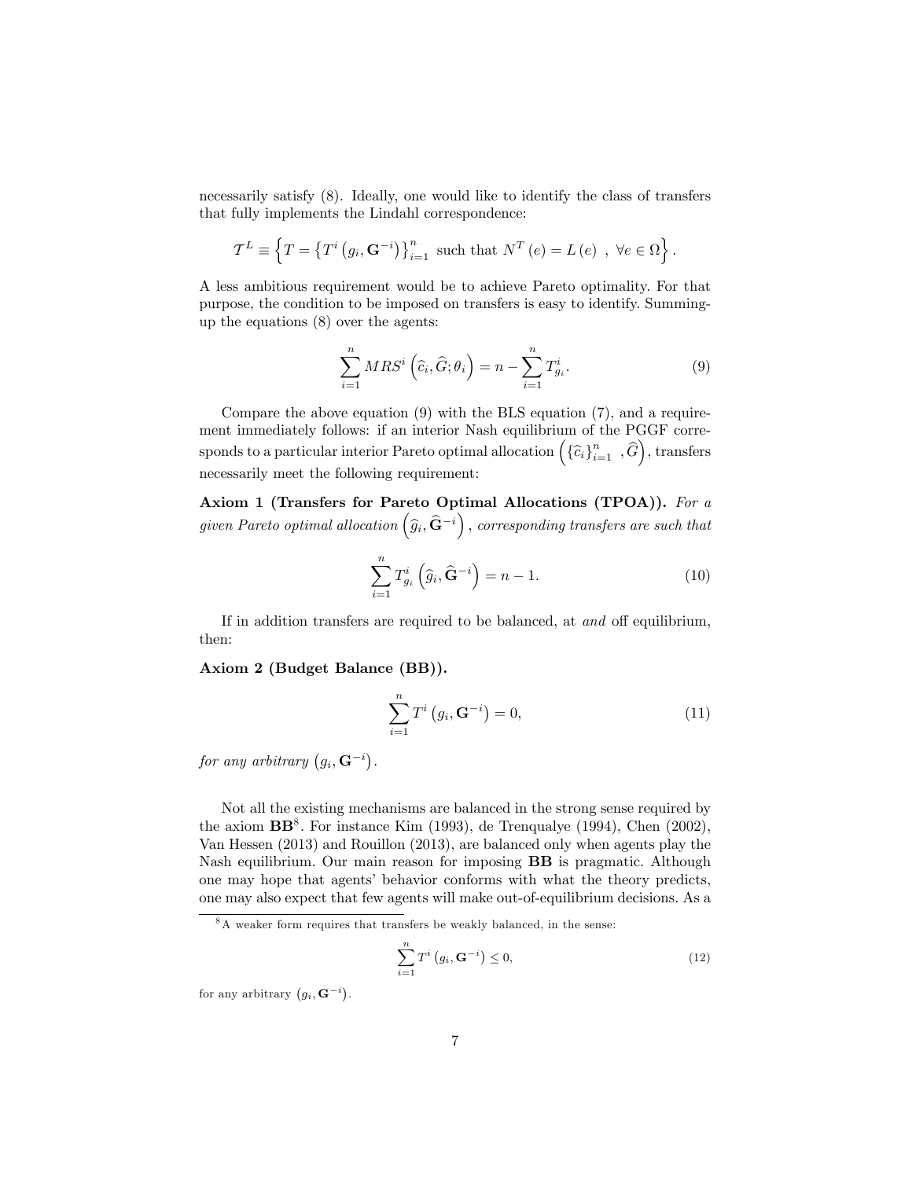necessarily satisfy (8). Ideally, one would like to identify the class of transfers that fully implements the Lindahl correspondence:

$$\mathcal{T}^L \equiv \left\{ T = \left\{ T^i \left( g_i, \mathbf{G}^{-i} \right) \right\}_{i=1}^n \text{ such that } N^T(e) = L(e) \ , \ \forall e \in \Omega \right\}.$$

A less ambitious requirement would be to achieve Pareto optimality. For that purpose, the condition to be imposed on transfers is easy to identify. Summing-up the equations (8) over the agents:

$$\sum_{i=1}^{n} MRS^i \left( \widehat{c}_i, \widehat{G}; \theta_i \right) = n - \sum_{i=1}^{n} T^i_{g_i}. \tag{9}$$

Compare the above equation (9) with the BLS equation (7), and a requirement immediately follows: if an interior Nash equilibrium of the PGGF corresponds to a particular interior Pareto optimal allocation $\left( \{\widehat{c}_i\}_{i=1}^n \ , \widehat{G} \right)$, transfers necessarily meet the following requirement:

**Axiom 1 (Transfers for Pareto Optimal Allocations (TPOA)).** *For a given Pareto optimal allocation* $\left( \widehat{g}_i, \widehat{\mathbf{G}}^{-i} \right)$ *, corresponding transfers are such that*

$$\sum_{i=1}^{n} T^i_{g_i} \left( \widehat{g}_i, \widehat{\mathbf{G}}^{-i} \right) = n - 1. \tag{10}$$

If in addition transfers are required to be balanced, at *and* off equilibrium, then:

**Axiom 2 (Budget Balance (BB)).**

$$\sum_{i=1}^{n} T^i \left( g_i, \mathbf{G}^{-i} \right) = 0, \tag{11}$$

*for any arbitrary* $\left( g_i, \mathbf{G}^{-i} \right)$.

Not all the existing mechanisms are balanced in the strong sense required by the axiom **BB**[8]. For instance Kim (1993), de Trenqualye (1994), Chen (2002), Van Hessen (2013) and Rouillon (2013), are balanced only when agents play the Nash equilibrium. Our main reason for imposing **BB** is pragmatic. Although one may hope that agents' behavior conforms with what the theory predicts, one may also expect that few agents will make out-of-equilibrium decisions. As a

[8] A weaker form requires that transfers be weakly balanced, in the sense:

$$\sum_{i=1}^{n} T^i \left( g_i, \mathbf{G}^{-i} \right) \leq 0, \tag{12}$$

for any arbitrary $\left( g_i, \mathbf{G}^{-i} \right)$.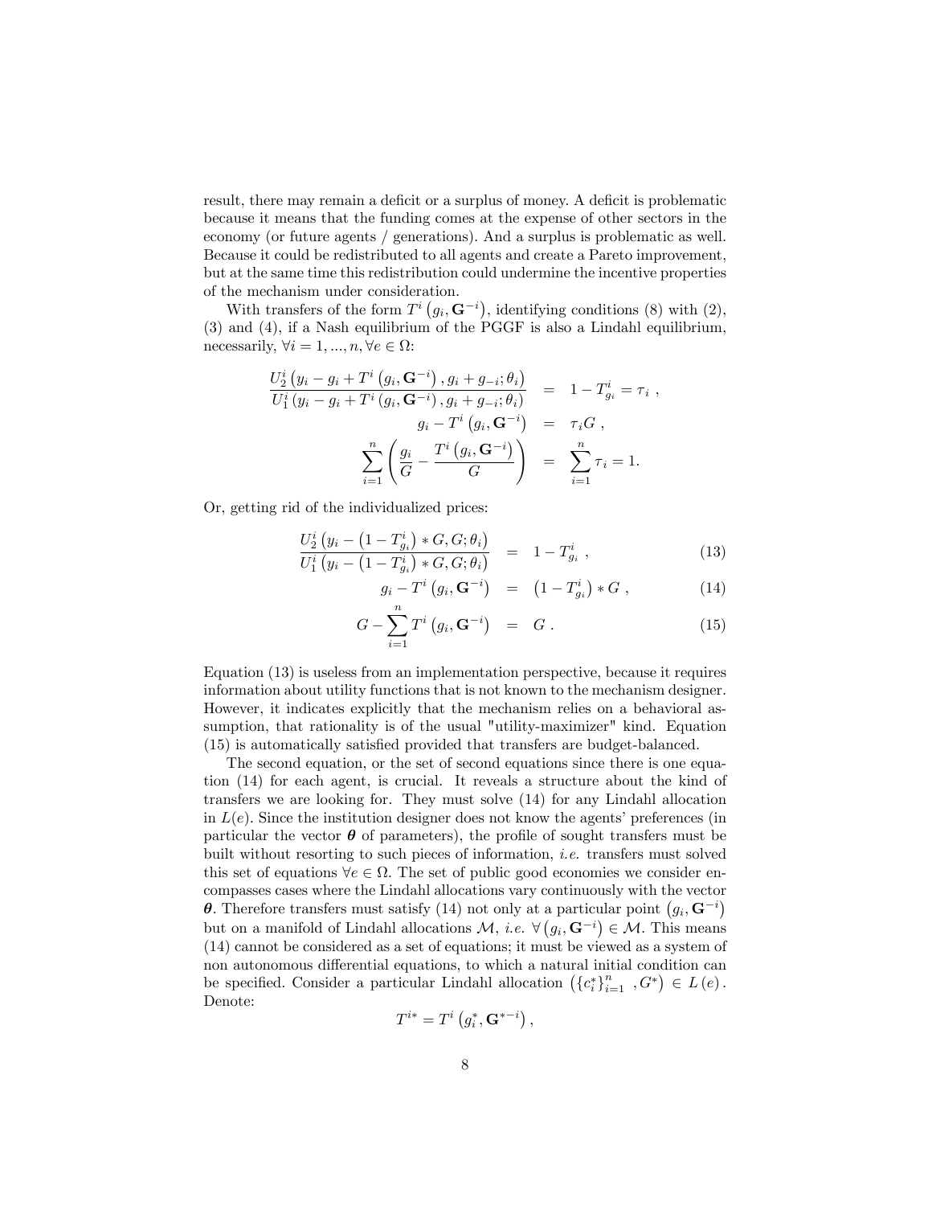result, there may remain a deficit or a surplus of money. A deficit is problematic because it means that the funding comes at the expense of other sectors in the economy (or future agents / generations). And a surplus is problematic as well. Because it could be redistributed to all agents and create a Pareto improvement, but at the same time this redistribution could undermine the incentive properties of the mechanism under consideration.

With transfers of the form $T^i\left(g_i, \mathbf{G}^{-i}\right)$, identifying conditions (8) with (2), (3) and (4), if a Nash equilibrium of the PGGF is also a Lindahl equilibrium, necessarily, $\forall i = 1, ..., n, \forall e \in \Omega$:

$$
\begin{aligned}
\frac{U_2^i\left(y_i - g_i + T^i\left(g_i, \mathbf{G}^{-i}\right), g_i + g_{-i}; \theta_i\right)}{U_1^i\left(y_i - g_i + T^i\left(g_i, \mathbf{G}^{-i}\right), g_i + g_{-i}; \theta_i\right)} &= 1 - T_{g_i}^i = \tau_i \ , \\
g_i - T^i\left(g_i, \mathbf{G}^{-i}\right) &= \tau_i G \ , \\
\sum_{i=1}^{n}\left(\frac{g_i}{G} - \frac{T^i\left(g_i, \mathbf{G}^{-i}\right)}{G}\right) &= \sum_{i=1}^{n} \tau_i = 1.
\end{aligned}
$$

Or, getting rid of the individualized prices:

$$
\frac{U_2^i\left(y_i - \left(1 - T_{g_i}^i\right) * G, G; \theta_i\right)}{U_1^i\left(y_i - \left(1 - T_{g_i}^i\right) * G, G; \theta_i\right)} = 1 - T_{g_i}^i \ , \tag{13}
$$

$$
g_i - T^i\left(g_i, \mathbf{G}^{-i}\right) = \left(1 - T_{g_i}^i\right) * G \ , \tag{14}
$$

$$
G - \sum_{i=1}^{n} T^i\left(g_i, \mathbf{G}^{-i}\right) = G \ . \tag{15}
$$

Equation (13) is useless from an implementation perspective, because it requires information about utility functions that is not known to the mechanism designer. However, it indicates explicitly that the mechanism relies on a behavioral assumption, that rationality is of the usual "utility-maximizer" kind. Equation (15) is automatically satisfied provided that transfers are budget-balanced.

The second equation, or the set of second equations since there is one equation (14) for each agent, is crucial. It reveals a structure about the kind of transfers we are looking for. They must solve (14) for any Lindahl allocation in $L(e)$. Since the institution designer does not know the agents' preferences (in particular the vector $\boldsymbol{\theta}$ of parameters), the profile of sought transfers must be built without resorting to such pieces of information, *i.e.* transfers must solved this set of equations $\forall e \in \Omega$. The set of public good economies we consider encompasses cases where the Lindahl allocations vary continuously with the vector $\boldsymbol{\theta}$. Therefore transfers must satisfy (14) not only at a particular point $\left(g_i, \mathbf{G}^{-i}\right)$ but on a manifold of Lindahl allocations $\mathcal{M}$, *i.e.* $\forall \left(g_i, \mathbf{G}^{-i}\right) \in \mathcal{M}$. This means (14) cannot be considered as a set of equations; it must be viewed as a system of non autonomous differential equations, to which a natural initial condition can be specified. Consider a particular Lindahl allocation $\left(\{c_i^*\}_{i=1}^n \ , G^*\right) \in L(e)$. Denote:

$$
T^{i*} = T^i\left(g_i^*, \mathbf{G}^{*-i}\right),
$$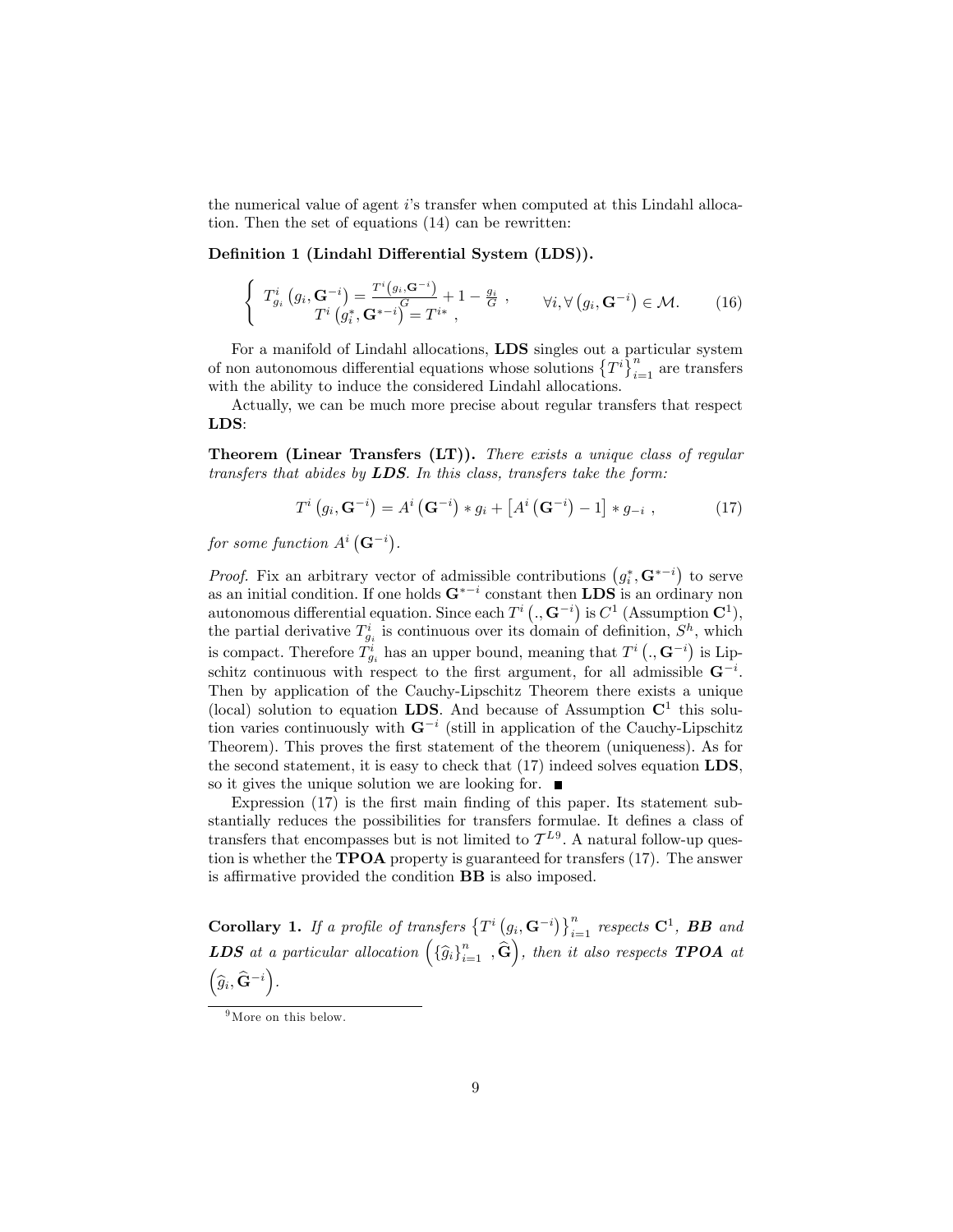the numerical value of agent $i$'s transfer when computed at this Lindahl allocation. Then the set of equations (14) can be rewritten:

**Definition 1 (Lindahl Differential System (LDS)).**

$$\left\{ \begin{array}{c} T^i_{g_i}\left(g_i, \mathbf{G}^{-i}\right) = \frac{T^i\left(g_i, \mathbf{G}^{-i}\right)}{G} + 1 - \frac{g_i}{G} \ , \\ T^i\left(g_i^*, \mathbf{G}^{*-i}\right) = T^{i*} \ , \end{array} \right. \qquad \forall i, \forall \left(g_i, \mathbf{G}^{-i}\right) \in \mathcal{M}. \tag{16}$$

For a manifold of Lindahl allocations, **LDS** singles out a particular system of non autonomous differential equations whose solutions $\left\{T^i\right\}_{i=1}^n$ are transfers with the ability to induce the considered Lindahl allocations.

Actually, we can be much more precise about regular transfers that respect **LDS**:

**Theorem (Linear Transfers (LT)).** *There exists a unique class of regular transfers that abides by* ***LDS****. In this class, transfers take the form:*

$$T^i\left(g_i, \mathbf{G}^{-i}\right) = A^i\left(\mathbf{G}^{-i}\right) * g_i + \left[A^i\left(\mathbf{G}^{-i}\right) - 1\right] * g_{-i} \ , \tag{17}$$

*for some function* $A^i\left(\mathbf{G}^{-i}\right)$.

*Proof.* Fix an arbitrary vector of admissible contributions $\left(g_i^*, \mathbf{G}^{*-i}\right)$ to serve as an initial condition. If one holds $\mathbf{G}^{*-i}$ constant then **LDS** is an ordinary non autonomous differential equation. Since each $T^i\left(., \mathbf{G}^{-i}\right)$ is $C^1$ (Assumption $\mathbf{C}^1$), the partial derivative $T^i_{g_i}$ is continuous over its domain of definition, $S^h$, which is compact. Therefore $T^i_{g_i}$ has an upper bound, meaning that $T^i\left(., \mathbf{G}^{-i}\right)$ is Lipschitz continuous with respect to the first argument, for all admissible $\mathbf{G}^{-i}$. Then by application of the Cauchy-Lipschitz Theorem there exists a unique (local) solution to equation **LDS**. And because of Assumption $\mathbf{C}^1$ this solution varies continuously with $\mathbf{G}^{-i}$ (still in application of the Cauchy-Lipschitz Theorem). This proves the first statement of the theorem (uniqueness). As for the second statement, it is easy to check that (17) indeed solves equation **LDS**, so it gives the unique solution we are looking for. ■

Expression (17) is the first main finding of this paper. Its statement substantially reduces the possibilities for transfers formulae. It defines a class of transfers that encompasses but is not limited to $\mathcal{T}^L$[9]. A natural follow-up question is whether the **TPOA** property is guaranteed for transfers (17). The answer is affirmative provided the condition **BB** is also imposed.

**Corollary 1.** *If a profile of transfers* $\left\{T^i\left(g_i, \mathbf{G}^{-i}\right)\right\}_{i=1}^n$ *respects* $\mathbf{C}^1$*,* ***BB*** *and* ***LDS*** *at a particular allocation* $\left(\left\{\widehat{g}_i\right\}_{i=1}^n, \widehat{\mathbf{G}}\right)$*, then it also respects* ***TPOA*** *at* $\left(\widehat{g}_i, \widehat{\mathbf{G}}^{-i}\right)$.

[9] More on this below.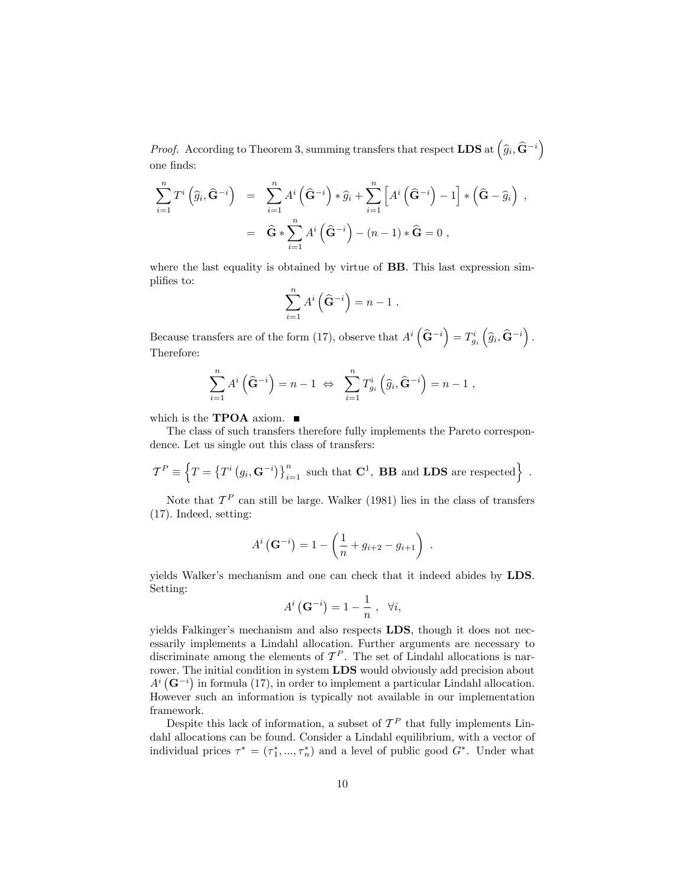*Proof.* According to Theorem 3, summing transfers that respect **LDS** at $\left(\widehat{g}_i, \widehat{\mathbf{G}}^{-i}\right)$ one finds:

$$\begin{aligned}
\sum_{i=1}^{n} T^i\left(\widehat{g}_i, \widehat{\mathbf{G}}^{-i}\right) &= \sum_{i=1}^{n} A^i\left(\widehat{\mathbf{G}}^{-i}\right) * \widehat{g}_i + \sum_{i=1}^{n}\left[A^i\left(\widehat{\mathbf{G}}^{-i}\right) - 1\right] * \left(\widehat{\mathbf{G}} - \widehat{g}_i\right) \ , \\
&= \widehat{\mathbf{G}} * \sum_{i=1}^{n} A^i\left(\widehat{\mathbf{G}}^{-i}\right) - (n-1) * \widehat{\mathbf{G}} = 0 \ ,
\end{aligned}$$

where the last equality is obtained by virtue of **BB**. This last expression simplifies to:

$$\sum_{i=1}^{n} A^i\left(\widehat{\mathbf{G}}^{-i}\right) = n - 1 \ .$$

Because transfers are of the form (17), observe that $A^i\left(\widehat{\mathbf{G}}^{-i}\right) = T^i_{g_i}\left(\widehat{g}_i, \widehat{\mathbf{G}}^{-i}\right)$. Therefore:

$$\sum_{i=1}^{n} A^i\left(\widehat{\mathbf{G}}^{-i}\right) = n - 1 \ \Leftrightarrow \ \sum_{i=1}^{n} T^i_{g_i}\left(\widehat{g}_i, \widehat{\mathbf{G}}^{-i}\right) = n - 1 \ ,$$

which is the **TPOA** axiom. ■

The class of such transfers therefore fully implements the Pareto correspondence. Let us single out this class of transfers:

$$\mathcal{T}^P \equiv \left\{T = \left\{T^i\left(g_i, \mathbf{G}^{-i}\right)\right\}_{i=1}^{n} \text{ such that } \mathbf{C}^1, \ \mathbf{BB} \text{ and } \mathbf{LDS} \text{ are respected}\right\} \ .$$

Note that $\mathcal{T}^P$ can still be large. Walker (1981) lies in the class of transfers (17). Indeed, setting:

$$A^i\left(\mathbf{G}^{-i}\right) = 1 - \left(\frac{1}{n} + g_{i+2} - g_{i+1}\right) \ .$$

yields Walker's mechanism and one can check that it indeed abides by **LDS**. Setting:

$$A^i\left(\mathbf{G}^{-i}\right) = 1 - \frac{1}{n} \ , \ \ \forall i,$$

yields Falkinger's mechanism and also respects **LDS**, though it does not necessarily implements a Lindahl allocation. Further arguments are necessary to discriminate among the elements of $\mathcal{T}^P$. The set of Lindahl allocations is narrower. The initial condition in system **LDS** would obviously add precision about $A^i\left(\mathbf{G}^{-i}\right)$ in formula (17), in order to implement a particular Lindahl allocation. However such an information is typically not available in our implementation framework.

Despite this lack of information, a subset of $\mathcal{T}^P$ that fully implements Lindahl allocations can be found. Consider a Lindahl equilibrium, with a vector of individual prices $\tau^* = (\tau_1^*, ..., \tau_n^*)$ and a level of public good $G^*$. Under what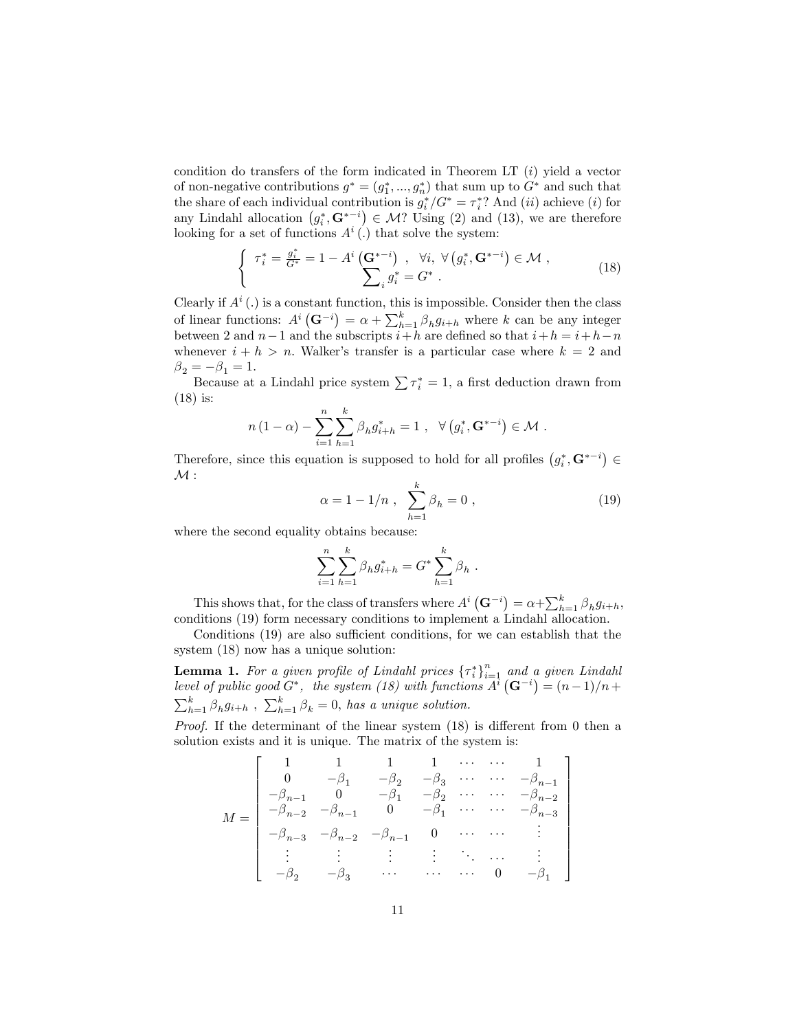condition do transfers of the form indicated in Theorem LT ($i$) yield a vector of non-negative contributions $g^* = (g_1^*, ..., g_n^*)$ that sum up to $G^*$ and such that the share of each individual contribution is $g_i^*/G^* = \tau_i^*$? And ($ii$) achieve ($i$) for any Lindahl allocation $\left(g_i^*, \mathbf{G}^{*-i}\right) \in \mathcal{M}$? Using (2) and (13), we are therefore looking for a set of functions $A^i(.)$ that solve the system:

$$\left\{ \begin{array}{c} \tau_i^* = \frac{g_i^*}{G^*} = 1 - A^i\left(\mathbf{G}^{*-i}\right) \ , \ \ \forall i, \ \forall \left(g_i^*, \mathbf{G}^{*-i}\right) \in \mathcal{M} \ , \\ \sum_i g_i^* = G^* \ . \end{array} \right. \tag{18}$$

Clearly if $A^i(.)$ is a constant function, this is impossible. Consider then the class of linear functions: $A^i\left(\mathbf{G}^{-i}\right) = \alpha + \sum_{h=1}^k \beta_h g_{i+h}$ where $k$ can be any integer between 2 and $n-1$ and the subscripts $i+h$ are defined so that $i+h = i+h-n$ whenever $i+h > n$. Walker's transfer is a particular case where $k = 2$ and $\beta_2 = -\beta_1 = 1$.

Because at a Lindahl price system $\sum \tau_i^* = 1$, a first deduction drawn from (18) is:

$$n(1-\alpha) - \sum_{i=1}^n \sum_{h=1}^k \beta_h g_{i+h}^* = 1 \ , \ \ \forall \left(g_i^*, \mathbf{G}^{*-i}\right) \in \mathcal{M} \ .$$

Therefore, since this equation is supposed to hold for all profiles $\left(g_i^*, \mathbf{G}^{*-i}\right) \in \mathcal{M}$ :

$$\alpha = 1 - 1/n \ , \ \ \sum_{h=1}^k \beta_h = 0 \ , \tag{19}$$

where the second equality obtains because:

$$\sum_{i=1}^n \sum_{h=1}^k \beta_h g_{i+h}^* = G^* \sum_{h=1}^k \beta_h \ .$$

This shows that, for the class of transfers where $A^i\left(\mathbf{G}^{-i}\right) = \alpha + \sum_{h=1}^k \beta_h g_{i+h}$, conditions (19) form necessary conditions to implement a Lindahl allocation.

Conditions (19) are also sufficient conditions, for we can establish that the system (18) now has a unique solution:

**Lemma 1.** *For a given profile of Lindahl prices* $\{\tau_i^*\}_{i=1}^n$ *and a given Lindahl level of public good* $G^*$*, the system (18) with functions* $A^i\left(\mathbf{G}^{-i}\right) = (n-1)/n + \sum_{h=1}^k \beta_h g_{i+h}$ , $\sum_{h=1}^k \beta_k = 0$*, has a unique solution.*

*Proof.* If the determinant of the linear system (18) is different from 0 then a solution exists and it is unique. The matrix of the system is:

$$M = \left[ \begin{array}{ccccccc} 1 & 1 & 1 & 1 & \cdots & \cdots & 1 \\ 0 & -\beta_1 & -\beta_2 & -\beta_3 & \cdots & \cdots & -\beta_{n-1} \\ -\beta_{n-1} & 0 & -\beta_1 & -\beta_2 & \cdots & \cdots & -\beta_{n-2} \\ -\beta_{n-2} & -\beta_{n-1} & 0 & -\beta_1 & \cdots & \cdots & -\beta_{n-3} \\ -\beta_{n-3} & -\beta_{n-2} & -\beta_{n-1} & 0 & \cdots & \cdots & \vdots \\ \vdots & \vdots & \vdots & \vdots & \ddots & \cdots & \vdots \\ -\beta_2 & -\beta_3 & \cdots & \cdots & \cdots & 0 & -\beta_1 \end{array} \right]$$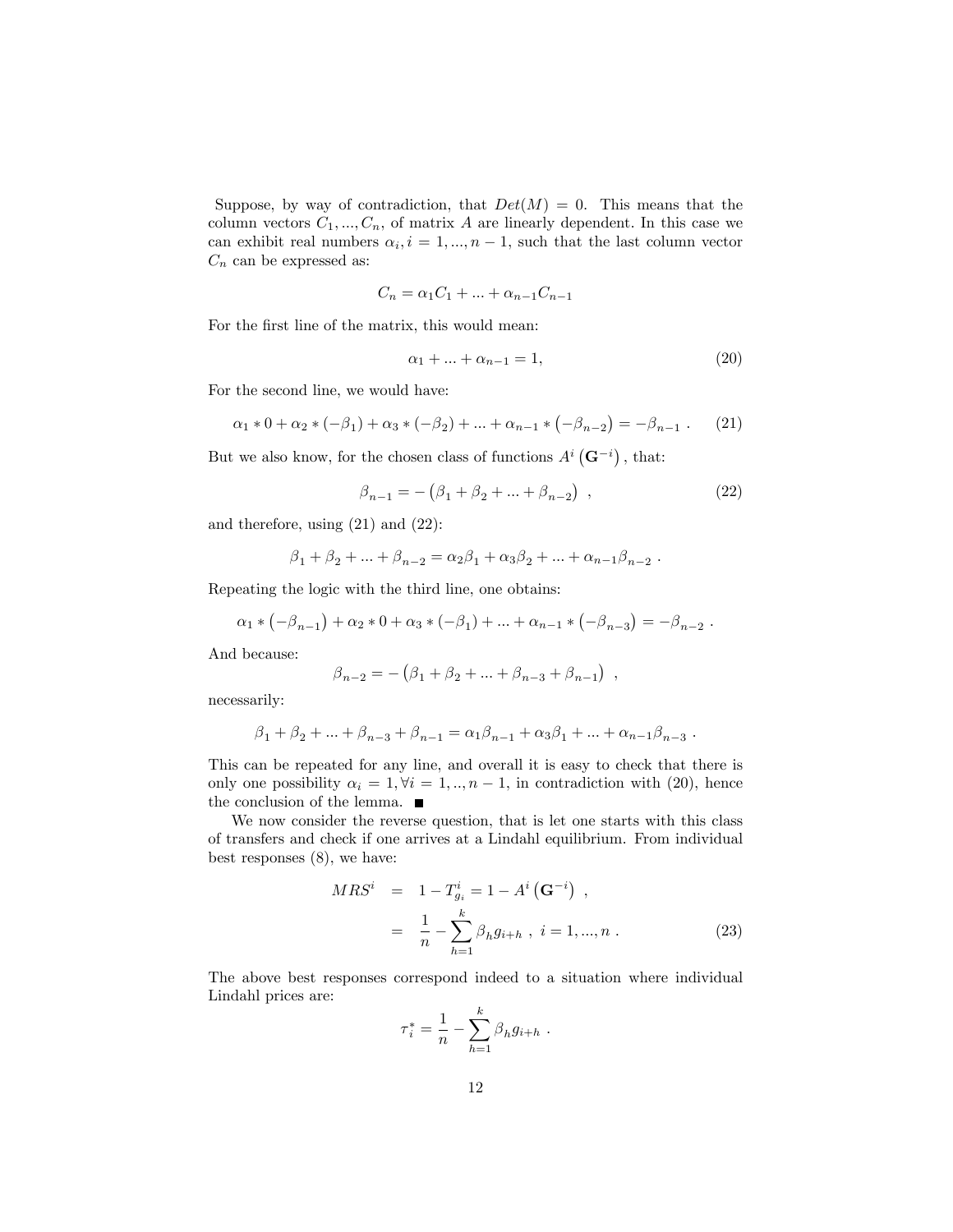Suppose, by way of contradiction, that $Det(M) = 0$. This means that the column vectors $C_1, ..., C_n$, of matrix $A$ are linearly dependent. In this case we can exhibit real numbers $\alpha_i, i = 1, ..., n-1$, such that the last column vector $C_n$ can be expressed as:

$$C_n = \alpha_1 C_1 + ... + \alpha_{n-1} C_{n-1}$$

For the first line of the matrix, this would mean:

$$\alpha_1 + ... + \alpha_{n-1} = 1, \tag{20}$$

For the second line, we would have:

$$\alpha_1 * 0 + \alpha_2 * (-\beta_1) + \alpha_3 * (-\beta_2) + ... + \alpha_{n-1} * \left(-\beta_{n-2}\right) = -\beta_{n-1} \ . \tag{21}$$

But we also know, for the chosen class of functions $A^i\left(\mathbf{G}^{-i}\right)$, that:

$$\beta_{n-1} = -\left(\beta_1 + \beta_2 + ... + \beta_{n-2}\right) \ , \tag{22}$$

and therefore, using (21) and (22):

$$\beta_1 + \beta_2 + ... + \beta_{n-2} = \alpha_2 \beta_1 + \alpha_3 \beta_2 + ... + \alpha_{n-1} \beta_{n-2} \ .$$

Repeating the logic with the third line, one obtains:

$$\alpha_1 * \left(-\beta_{n-1}\right) + \alpha_2 * 0 + \alpha_3 * (-\beta_1) + ... + \alpha_{n-1} * \left(-\beta_{n-3}\right) = -\beta_{n-2} \ .$$

And because:

$$\beta_{n-2} = -\left(\beta_1 + \beta_2 + ... + \beta_{n-3} + \beta_{n-1}\right) \ ,$$

necessarily:

$$\beta_1 + \beta_2 + ... + \beta_{n-3} + \beta_{n-1} = \alpha_1 \beta_{n-1} + \alpha_3 \beta_1 + ... + \alpha_{n-1} \beta_{n-3} \ .$$

This can be repeated for any line, and overall it is easy to check that there is only one possibility $\alpha_i = 1, \forall i = 1, .., n-1$, in contradiction with (20), hence the conclusion of the lemma. ■

We now consider the reverse question, that is let one starts with this class of transfers and check if one arrives at a Lindahl equilibrium. From individual best responses (8), we have:

$$\begin{aligned} MRS^i &= 1 - T^i_{g_i} = 1 - A^i\left(\mathbf{G}^{-i}\right) \ , \\ &= \frac{1}{n} - \sum_{h=1}^{k} \beta_h g_{i+h} \ , \ i = 1, ..., n \ . \end{aligned} \tag{23}$$

The above best responses correspond indeed to a situation where individual Lindahl prices are:

$$\tau_i^* = \frac{1}{n} - \sum_{h=1}^{k} \beta_h g_{i+h} \ .$$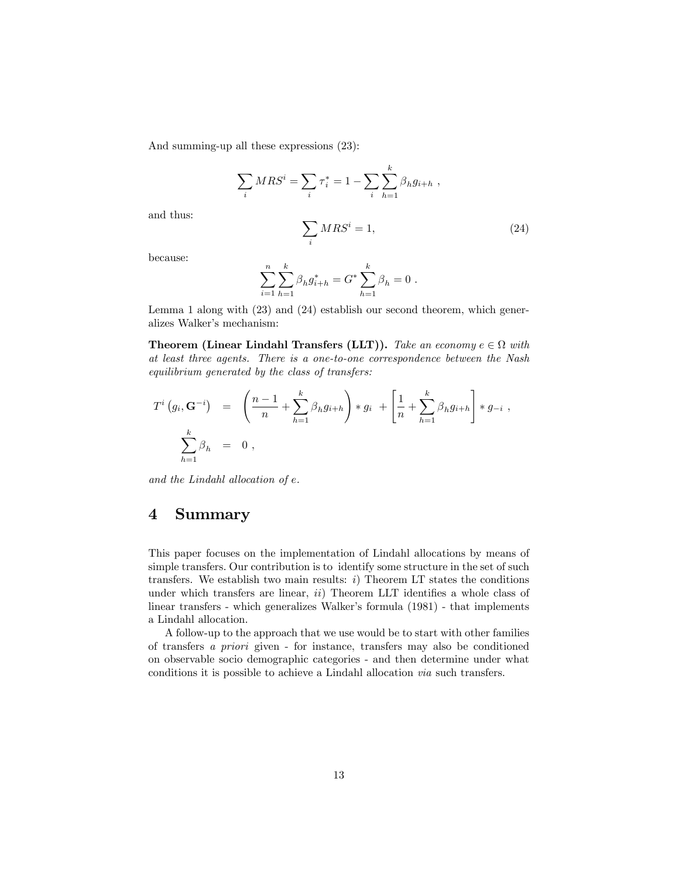And summing-up all these expressions (23):

$$\sum_i MRS^i = \sum_i \tau_i^* = 1 - \sum_i \sum_{h=1}^{k} \beta_h g_{i+h} \ ,$$

and thus:

$$\sum_i MRS^i = 1, \tag{24}$$

because:

$$\sum_{i=1}^{n} \sum_{h=1}^{k} \beta_h g_{i+h}^* = G^* \sum_{h=1}^{k} \beta_h = 0 \ .$$

Lemma 1 along with (23) and (24) establish our second theorem, which generalizes Walker's mechanism:

**Theorem (Linear Lindahl Transfers (LLT)).** *Take an economy $e \in \Omega$ with at least three agents. There is a one-to-one correspondence between the Nash equilibrium generated by the class of transfers:*

$$\begin{aligned} T^i\left(g_i, \mathbf{G}^{-i}\right) &= \left(\frac{n-1}{n} + \sum_{h=1}^{k} \beta_h g_{i+h}\right) * g_i \ + \left[\frac{1}{n} + \sum_{h=1}^{k} \beta_h g_{i+h}\right] * g_{-i} \ , \\ \sum_{h=1}^{k} \beta_h &= 0 \ , \end{aligned}$$

*and the Lindahl allocation of $e$.*

# 4 Summary

This paper focuses on the implementation of Lindahl allocations by means of simple transfers. Our contribution is to identify some structure in the set of such transfers. We establish two main results: *i)* Theorem LT states the conditions under which transfers are linear, *ii)* Theorem LLT identifies a whole class of linear transfers - which generalizes Walker's formula (1981) - that implements a Lindahl allocation.

A follow-up to the approach that we use would be to start with other families of transfers *a priori* given - for instance, transfers may also be conditioned on observable socio demographic categories - and then determine under what conditions it is possible to achieve a Lindahl allocation *via* such transfers.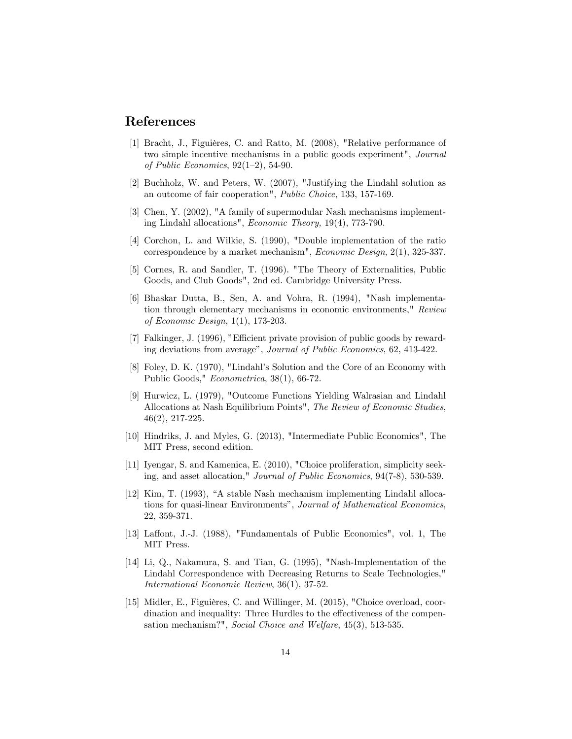## References

[1] Bracht, J., Figuières, C. and Ratto, M. (2008), "Relative performance of two simple incentive mechanisms in a public goods experiment", *Journal of Public Economics*, 92(1–2), 54-90.

[2] Buchholz, W. and Peters, W. (2007), "Justifying the Lindahl solution as an outcome of fair cooperation", *Public Choice*, 133, 157-169.

[3] Chen, Y. (2002), "A family of supermodular Nash mechanisms implementing Lindahl allocations", *Economic Theory,* 19(4), 773-790.

[4] Corchon, L. and Wilkie, S. (1990), "Double implementation of the ratio correspondence by a market mechanism", *Economic Design*, 2(1), 325-337.

[5] Cornes, R. and Sandler, T. (1996). "The Theory of Externalities, Public Goods, and Club Goods", 2nd ed. Cambridge University Press.

[6] Bhaskar Dutta, B., Sen, A. and Vohra, R. (1994), "Nash implementation through elementary mechanisms in economic environments," *Review of Economic Design*, 1(1), 173-203.

[7] Falkinger, J. (1996), "Efficient private provision of public goods by rewarding deviations from average", *Journal of Public Economics*, 62, 413-422.

[8] Foley, D. K. (1970), "Lindahl's Solution and the Core of an Economy with Public Goods," *Econometrica*, 38(1), 66-72.

[9] Hurwicz, L. (1979), "Outcome Functions Yielding Walrasian and Lindahl Allocations at Nash Equilibrium Points", *The Review of Economic Studies*, 46(2), 217-225.

[10] Hindriks, J. and Myles, G. (2013), "Intermediate Public Economics", The MIT Press, second edition.

[11] Iyengar, S. and Kamenica, E. (2010), "Choice proliferation, simplicity seeking, and asset allocation," *Journal of Public Economics*, 94(7-8), 530-539.

[12] Kim, T. (1993), "A stable Nash mechanism implementing Lindahl allocations for quasi-linear Environments", *Journal of Mathematical Economics*, 22, 359-371.

[13] Laffont, J.-J. (1988), "Fundamentals of Public Economics", vol. 1, The MIT Press.

[14] Li, Q., Nakamura, S. and Tian, G. (1995), "Nash-Implementation of the Lindahl Correspondence with Decreasing Returns to Scale Technologies," *International Economic Review*, 36(1), 37-52.

[15] Midler, E., Figuières, C. and Willinger, M. (2015), "Choice overload, coordination and inequality: Three Hurdles to the effectiveness of the compensation mechanism?", *Social Choice and Welfare*, 45(3), 513-535.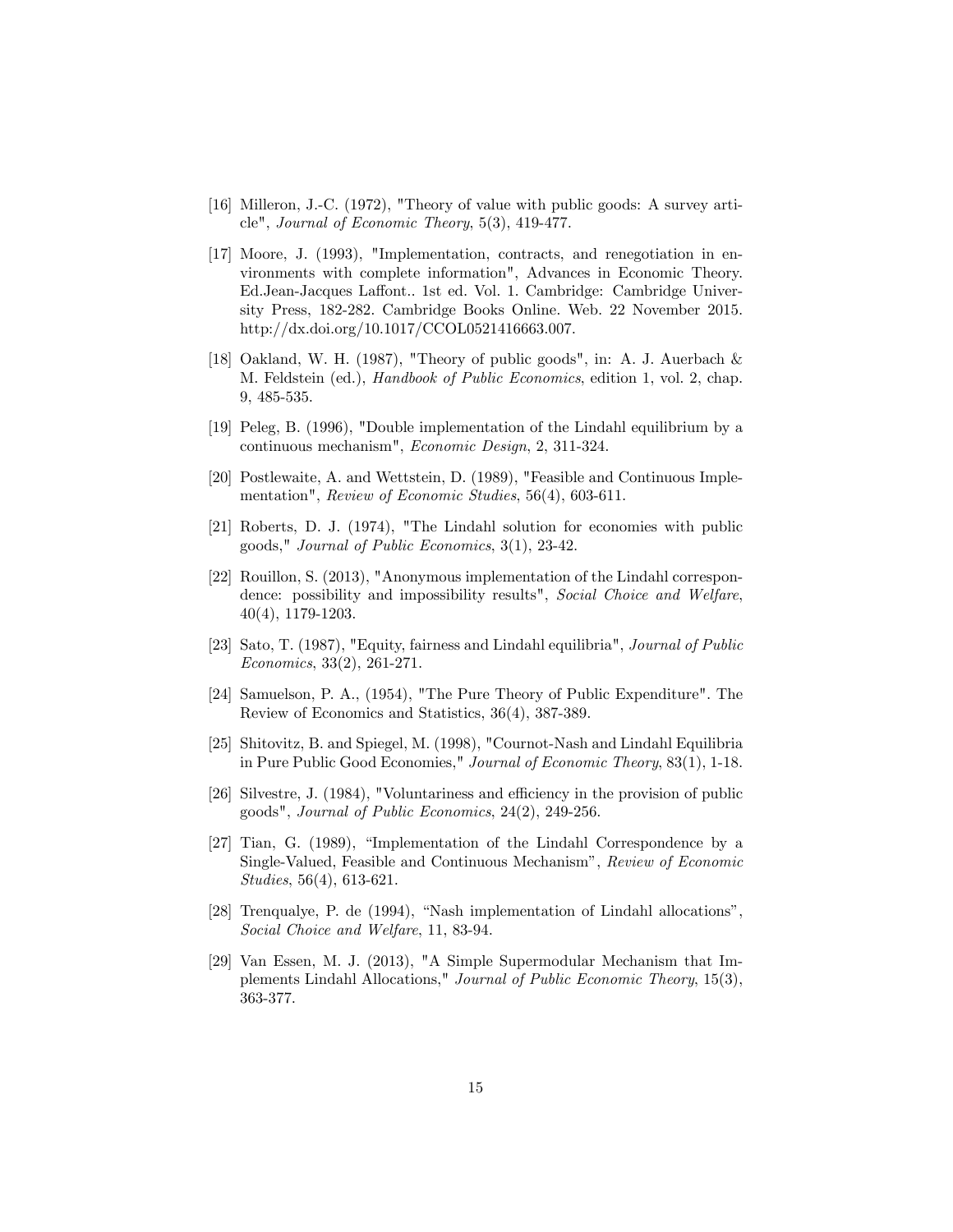[16] Milleron, J.-C. (1972), "Theory of value with public goods: A survey article", *Journal of Economic Theory*, 5(3), 419-477.

[17] Moore, J. (1993), "Implementation, contracts, and renegotiation in environments with complete information", Advances in Economic Theory. Ed.Jean-Jacques Laffont.. 1st ed. Vol. 1. Cambridge: Cambridge University Press, 182-282. Cambridge Books Online. Web. 22 November 2015. http://dx.doi.org/10.1017/CCOL0521416663.007.

[18] Oakland, W. H. (1987), "Theory of public goods", in: A. J. Auerbach & M. Feldstein (ed.), *Handbook of Public Economics*, edition 1, vol. 2, chap. 9, 485-535.

[19] Peleg, B. (1996), "Double implementation of the Lindahl equilibrium by a continuous mechanism", *Economic Design*, 2, 311-324.

[20] Postlewaite, A. and Wettstein, D. (1989), "Feasible and Continuous Implementation", *Review of Economic Studies*, 56(4), 603-611.

[21] Roberts, D. J. (1974), "The Lindahl solution for economies with public goods," *Journal of Public Economics*, 3(1), 23-42.

[22] Rouillon, S. (2013), "Anonymous implementation of the Lindahl correspondence: possibility and impossibility results", *Social Choice and Welfare*, 40(4), 1179-1203.

[23] Sato, T. (1987), "Equity, fairness and Lindahl equilibria", *Journal of Public Economics*, 33(2), 261-271.

[24] Samuelson, P. A., (1954), "The Pure Theory of Public Expenditure". The Review of Economics and Statistics, 36(4), 387-389.

[25] Shitovitz, B. and Spiegel, M. (1998), "Cournot-Nash and Lindahl Equilibria in Pure Public Good Economies," *Journal of Economic Theory*, 83(1), 1-18.

[26] Silvestre, J. (1984), "Voluntariness and efficiency in the provision of public goods", *Journal of Public Economics*, 24(2), 249-256.

[27] Tian, G. (1989), "Implementation of the Lindahl Correspondence by a Single-Valued, Feasible and Continuous Mechanism", *Review of Economic Studies*, 56(4), 613-621.

[28] Trenqualye, P. de (1994), "Nash implementation of Lindahl allocations", *Social Choice and Welfare*, 11, 83-94.

[29] Van Essen, M. J. (2013), "A Simple Supermodular Mechanism that Implements Lindahl Allocations," *Journal of Public Economic Theory*, 15(3), 363-377.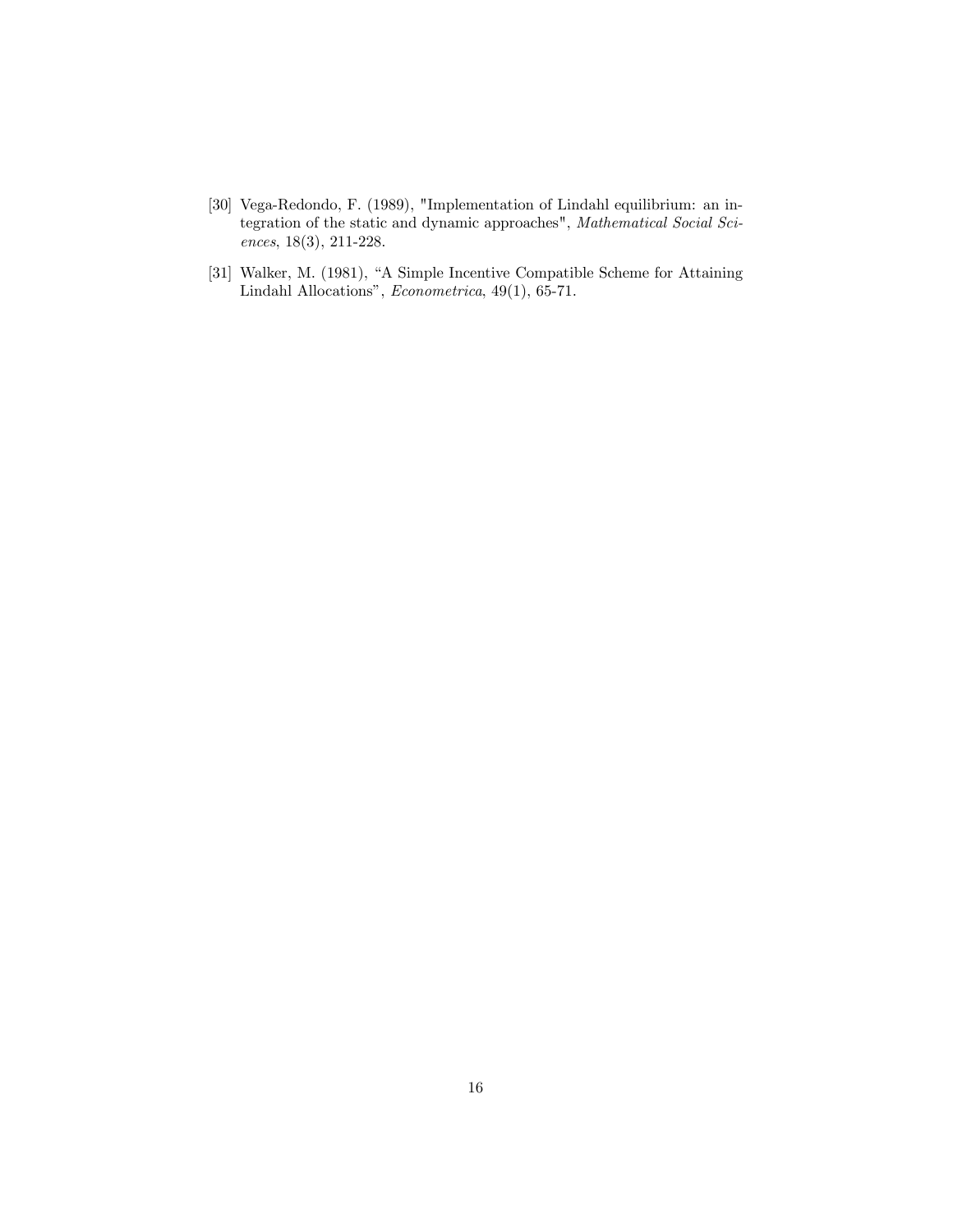[30] Vega-Redondo, F. (1989), "Implementation of Lindahl equilibrium: an integration of the static and dynamic approaches", *Mathematical Social Sciences*, 18(3), 211-228.

[31] Walker, M. (1981), "A Simple Incentive Compatible Scheme for Attaining Lindahl Allocations", *Econometrica*, 49(1), 65-71.